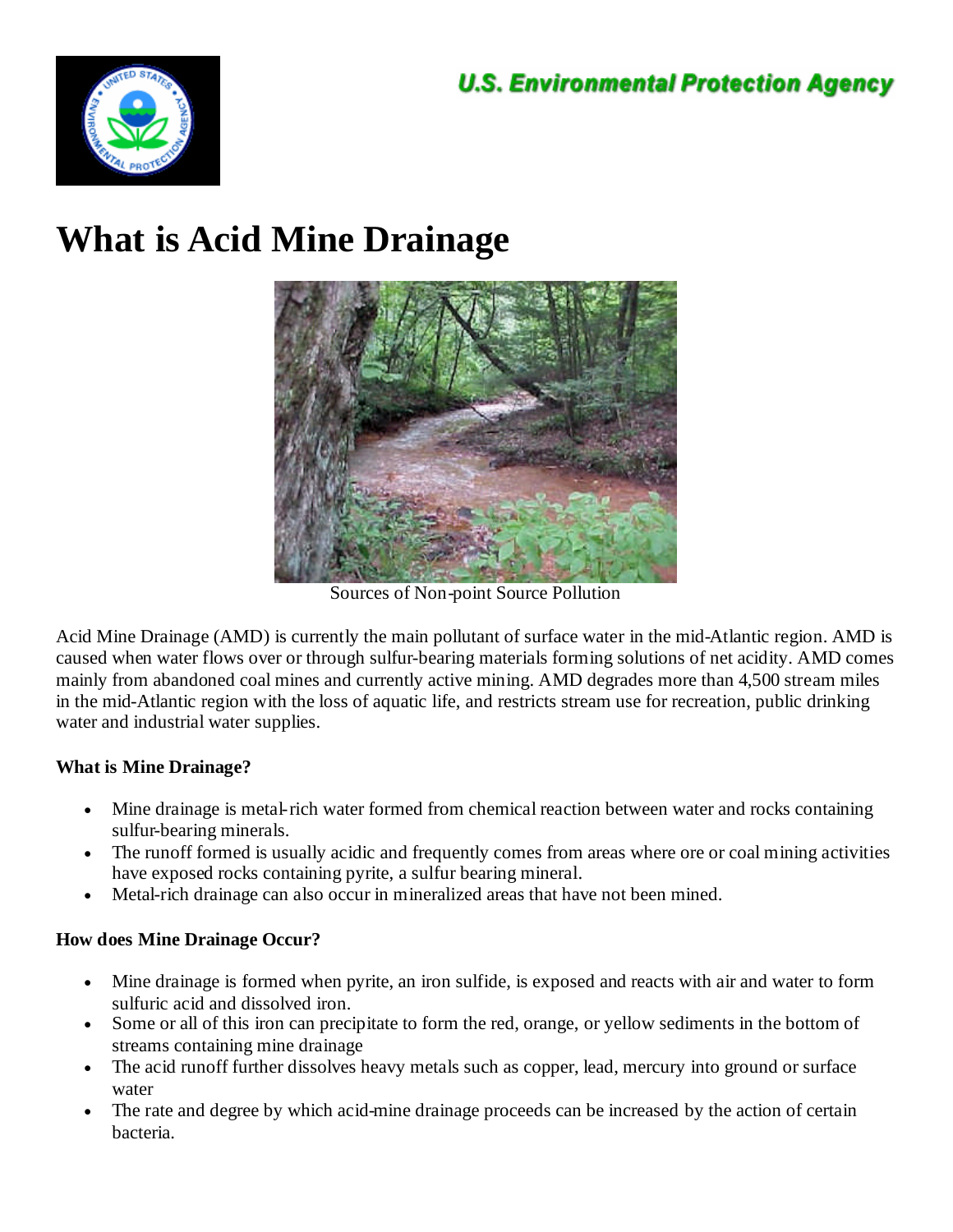U.S. Environmental Protection Agency

# What is Acid Mine Drainage

Sources of Non-point Source Pollution

Acid Mine Drainage (AMD) is currently the main pollutant of surface water in the mid-Atlantic region. AMD is caused when water flows over or through sulfur-bearing materials forming solutions of net acidity. AMD comes mainly from abandoned coal mines and currently active mining. AMD degrades more than 4,500 stream miles in the mid-Atlantic region with the loss of aquatic life, and restricts stream use for recreation, public drinking water and industrial water supplies.

**What is Mine Drainage?**

- Mine drainage is metal-rich water formed from chemical reaction between water and rocks containing sulfur-bearing minerals.
- The runoff formed is usually acidic and frequently comes from areas where ore or coal mining activities have exposed rocks containing pyrite, a sulfur bearing mineral.
- Metal-rich drainage can also occur in mineralized areas that have not been mined.

**How does Mine Drainage Occur?**

- Mine drainage is formed when pyrite, an iron sulfide, is exposed and reacts with air and water to form sulfuric acid and dissolved iron.
- Some or all of this iron can precipitate to form the red, orange, or yellow sediments in the bottom of streams containing mine drainage
- The acid runoff further dissolves heavy metals such as copper, lead, mercury into ground or surface water
- The rate and degree by which acid-mine drainage proceeds can be increased by the action of certain bacteria.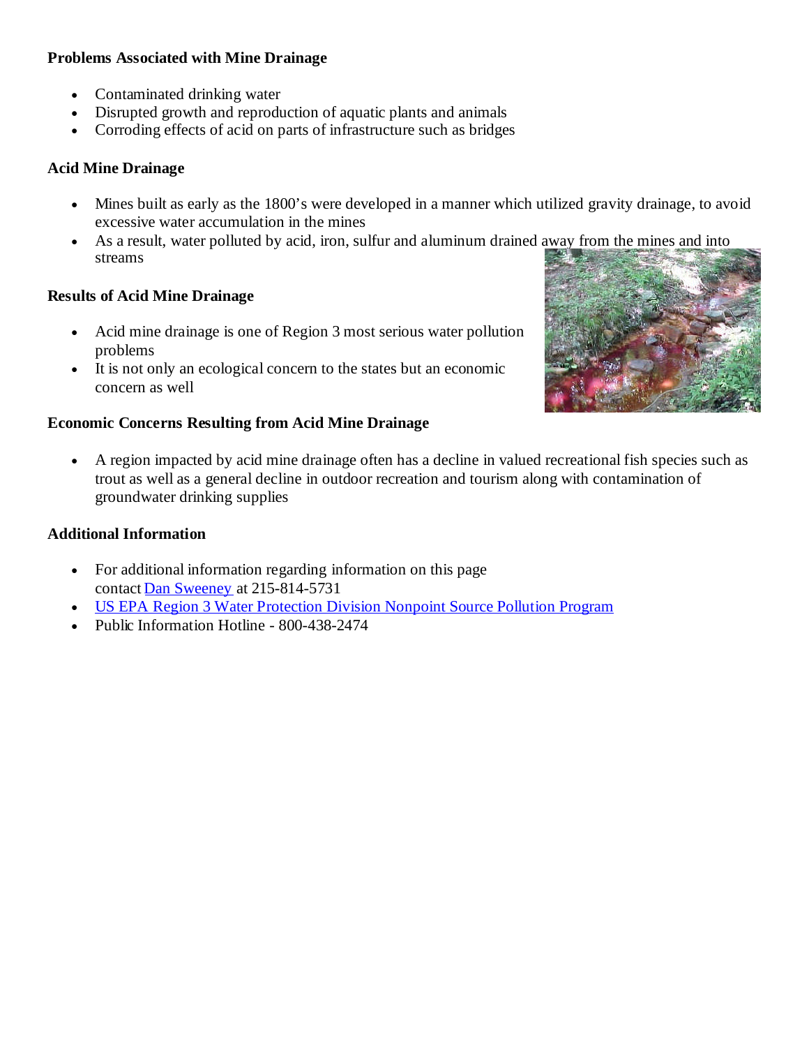**Problems Associated with Mine Drainage**

- Contaminated drinking water
- Disrupted growth and reproduction of aquatic plants and animals
- Corroding effects of acid on parts of infrastructure such as bridges

**Acid Mine Drainage**

- Mines built as early as the 1800's were developed in a manner which utilized gravity drainage, to avoid excessive water accumulation in the mines
- As a result, water polluted by acid, iron, sulfur and aluminum drained away from the mines and into streams

**Results of Acid Mine Drainage**

- Acid mine drainage is one of Region 3 most serious water pollution problems
- It is not only an ecological concern to the states but an economic concern as well

**Economic Concerns Resulting from Acid Mine Drainage**

- A region impacted by acid mine drainage often has a decline in valued recreational fish species such as trout as well as a general decline in outdoor recreation and tourism along with contamination of groundwater drinking supplies

**Additional Information**

- For additional information regarding information on this page contact Dan Sweeney at 215-814-5731
- US EPA Region 3 Water Protection Division Nonpoint Source Pollution Program
- Public Information Hotline - 800-438-2474